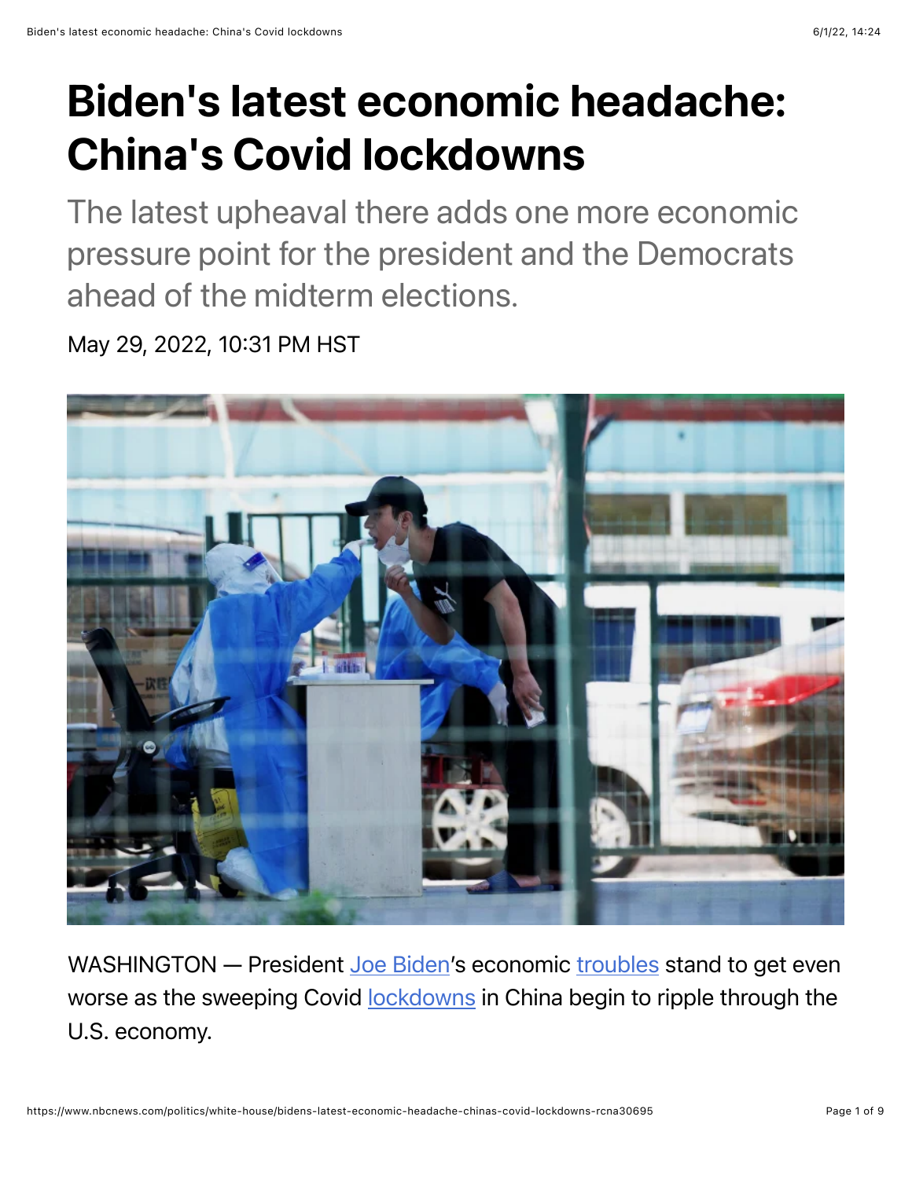# Biden's latest economic headache: China's Covid lockdowns

The latest upheaval there adds one more economic pressure point for the president and the Democrats ahead of the midterm elections.

May 29, 2022, 10:31 PM HST

WASHINGTON — President Joe Biden's economic troubles stand to get even worse as the sweeping Covid lockdowns in China begin to ripple through the U.S. economy.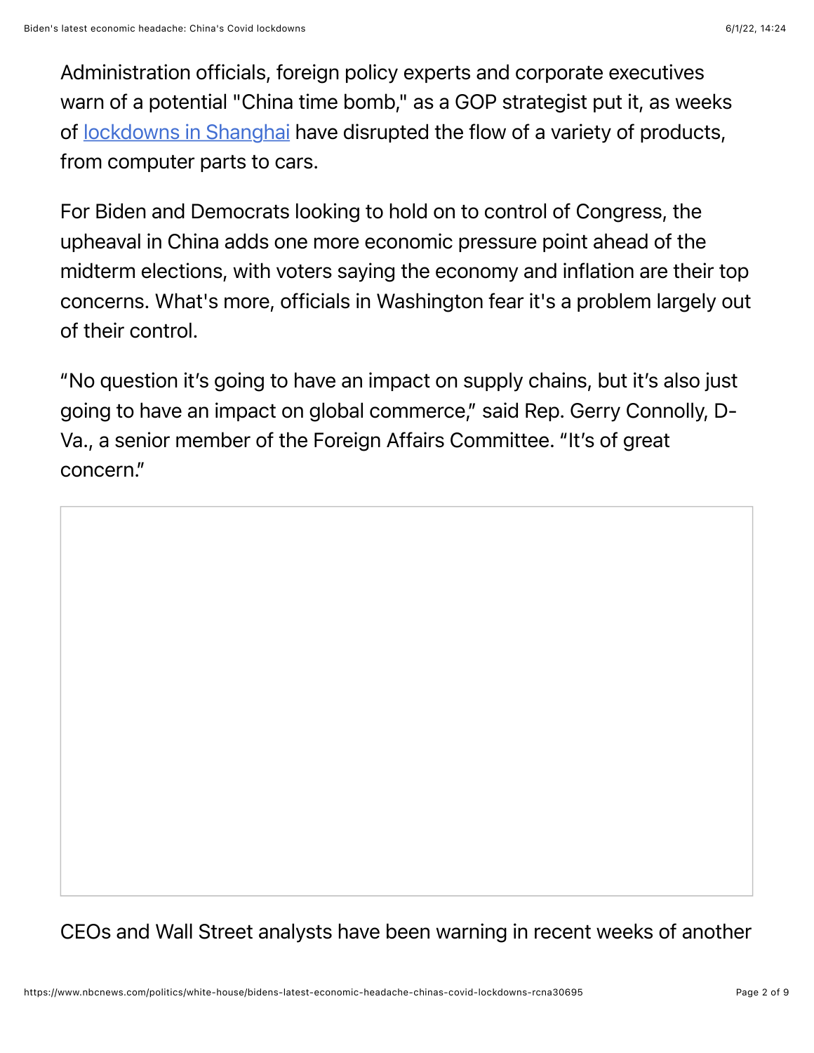Administration officials, foreign policy experts and corporate executives warn of a potential "China time bomb," as a GOP strategist put it, as weeks of lockdowns in Shanghai have disrupted the flow of a variety of products, from computer parts to cars.

For Biden and Democrats looking to hold on to control of Congress, the upheaval in China adds one more economic pressure point ahead of the midterm elections, with voters saying the economy and inflation are their top concerns. What's more, officials in Washington fear it's a problem largely out of their control.

"No question it's going to have an impact on supply chains, but it's also just going to have an impact on global commerce," said Rep. Gerry Connolly, D-Va., a senior member of the Foreign Affairs Committee. "It's of great concern."

CEOs and Wall Street analysts have been warning in recent weeks of another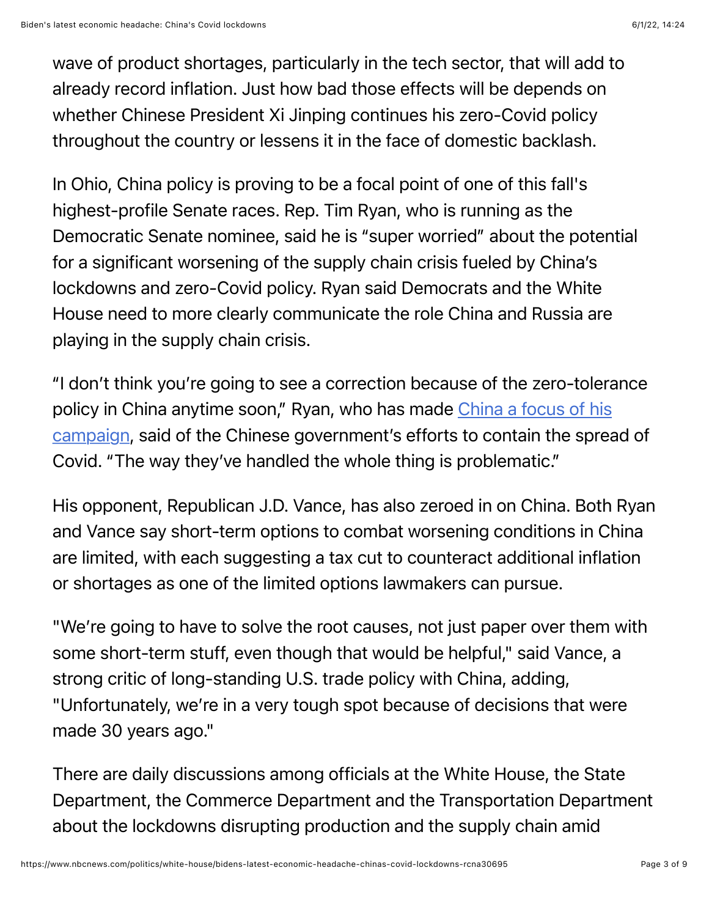wave of product shortages, particularly in the tech sector, that will add to already record inflation. Just how bad those effects will be depends on whether Chinese President Xi Jinping continues his zero-Covid policy throughout the country or lessens it in the face of domestic backlash.

In Ohio, China policy is proving to be a focal point of one of this fall's highest-profile Senate races. Rep. Tim Ryan, who is running as the Democratic Senate nominee, said he is "super worried" about the potential for a significant worsening of the supply chain crisis fueled by China's lockdowns and zero-Covid policy. Ryan said Democrats and the White House need to more clearly communicate the role China and Russia are playing in the supply chain crisis.

"I don't think you're going to see a correction because of the zero-tolerance policy in China anytime soon," Ryan, who has made China a focus of his campaign, said of the Chinese government's efforts to contain the spread of Covid. "The way they've handled the whole thing is problematic."

His opponent, Republican J.D. Vance, has also zeroed in on China. Both Ryan and Vance say short-term options to combat worsening conditions in China are limited, with each suggesting a tax cut to counteract additional inflation or shortages as one of the limited options lawmakers can pursue.

"We're going to have to solve the root causes, not just paper over them with some short-term stuff, even though that would be helpful," said Vance, a strong critic of long-standing U.S. trade policy with China, adding, "Unfortunately, we're in a very tough spot because of decisions that were made 30 years ago."

There are daily discussions among officials at the White House, the State Department, the Commerce Department and the Transportation Department about the lockdowns disrupting production and the supply chain amid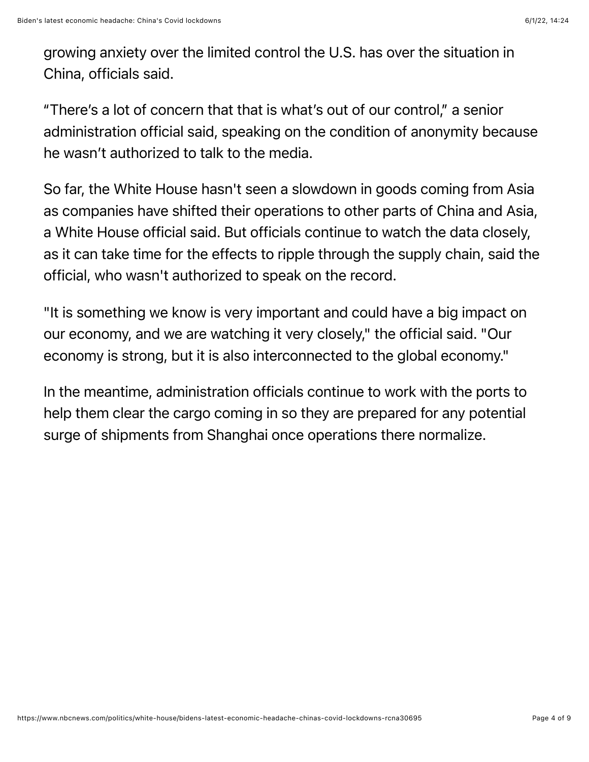growing anxiety over the limited control the U.S. has over the situation in China, officials said.

“There’s a lot of concern that that is what’s out of our control,” a senior administration official said, speaking on the condition of anonymity because he wasn’t authorized to talk to the media.

So far, the White House hasn't seen a slowdown in goods coming from Asia as companies have shifted their operations to other parts of China and Asia, a White House official said. But officials continue to watch the data closely, as it can take time for the effects to ripple through the supply chain, said the official, who wasn't authorized to speak on the record.

"It is something we know is very important and could have a big impact on our economy, and we are watching it very closely," the official said. "Our economy is strong, but it is also interconnected to the global economy."

In the meantime, administration officials continue to work with the ports to help them clear the cargo coming in so they are prepared for any potential surge of shipments from Shanghai once operations there normalize.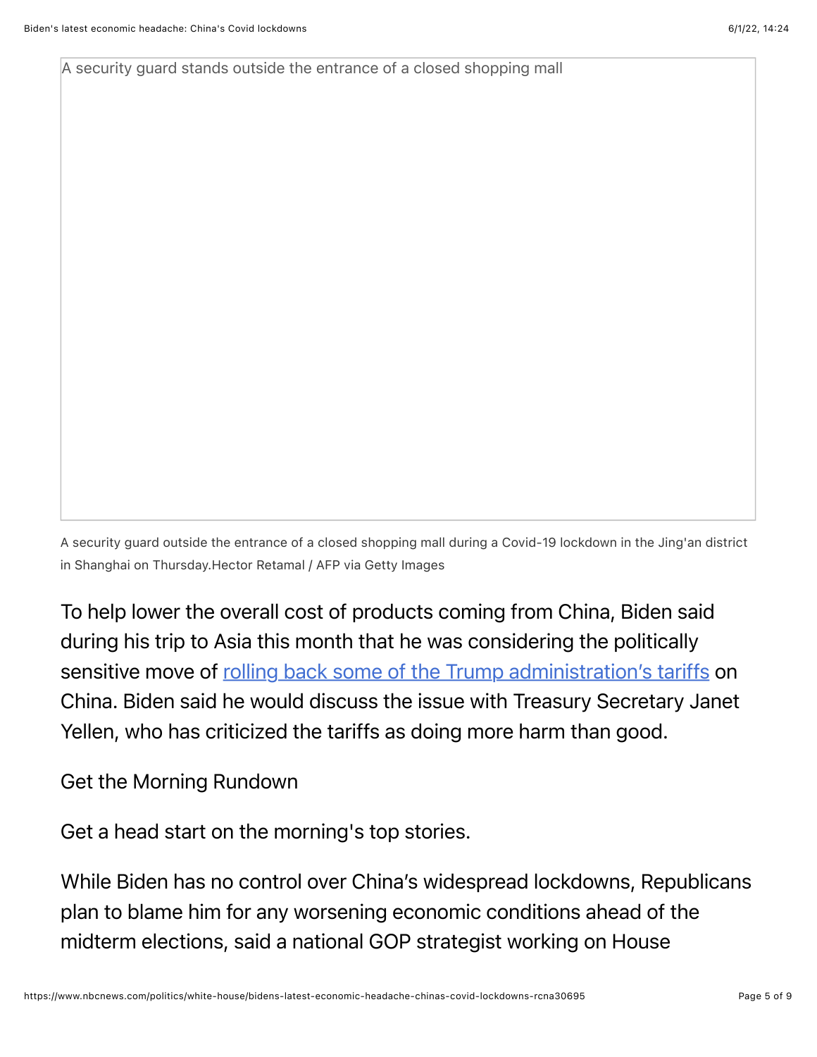A security guard stands outside the entrance of a closed shopping mall

A security guard outside the entrance of a closed shopping mall during a Covid-19 lockdown in the Jing'an district in Shanghai on Thursday.Hector Retamal / AFP via Getty Images

To help lower the overall cost of products coming from China, Biden said during his trip to Asia this month that he was considering the politically sensitive move of [rolling back some of the Trump administration's tariffs]() on China. Biden said he would discuss the issue with Treasury Secretary Janet Yellen, who has criticized the tariffs as doing more harm than good.

Get the Morning Rundown

Get a head start on the morning's top stories.

While Biden has no control over China's widespread lockdowns, Republicans plan to blame him for any worsening economic conditions ahead of the midterm elections, said a national GOP strategist working on House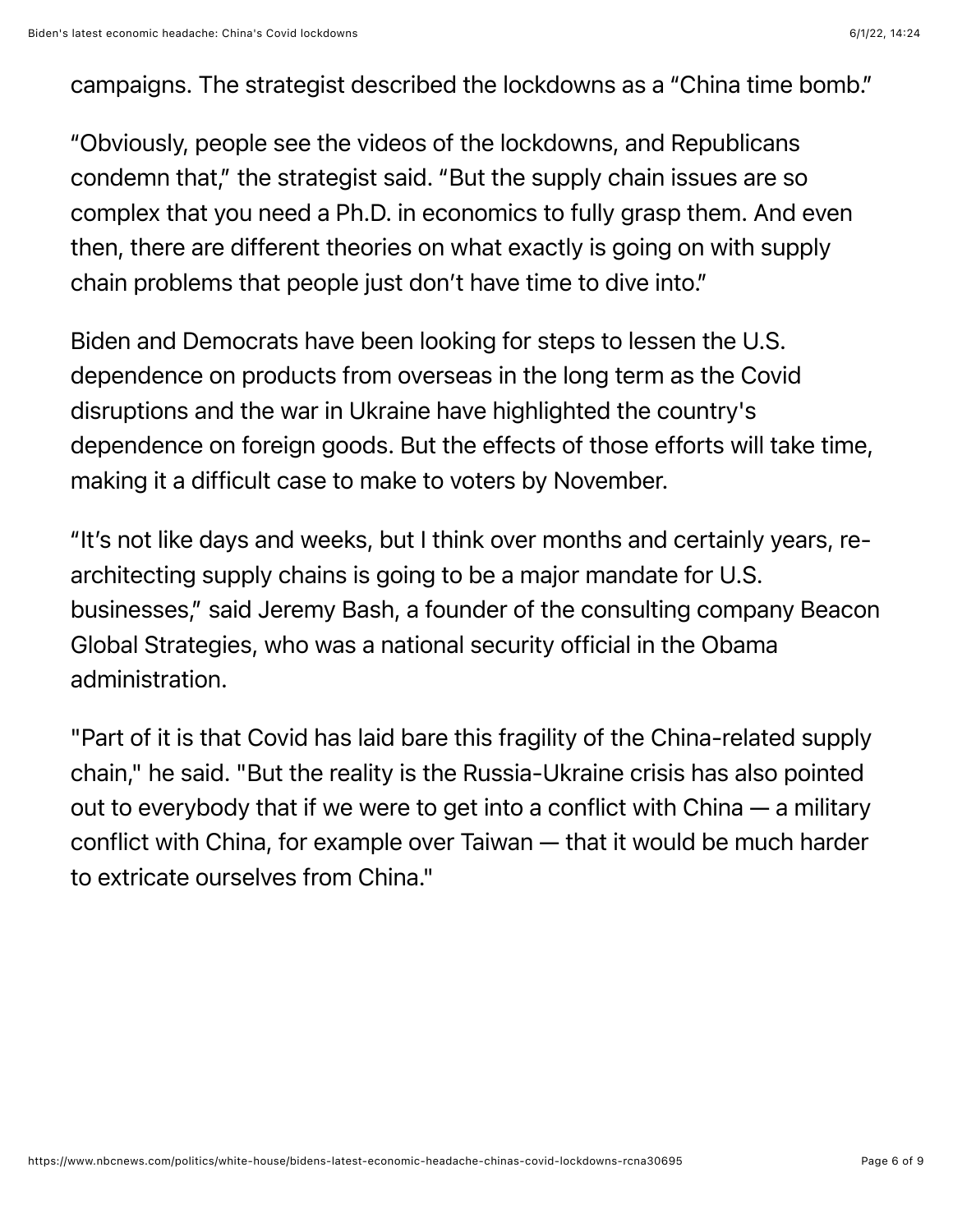campaigns. The strategist described the lockdowns as a "China time bomb."

"Obviously, people see the videos of the lockdowns, and Republicans condemn that," the strategist said. "But the supply chain issues are so complex that you need a Ph.D. in economics to fully grasp them. And even then, there are different theories on what exactly is going on with supply chain problems that people just don't have time to dive into."

Biden and Democrats have been looking for steps to lessen the U.S. dependence on products from overseas in the long term as the Covid disruptions and the war in Ukraine have highlighted the country's dependence on foreign goods. But the effects of those efforts will take time, making it a difficult case to make to voters by November.

"It's not like days and weeks, but I think over months and certainly years, re-architecting supply chains is going to be a major mandate for U.S. businesses," said Jeremy Bash, a founder of the consulting company Beacon Global Strategies, who was a national security official in the Obama administration.

"Part of it is that Covid has laid bare this fragility of the China-related supply chain," he said. "But the reality is the Russia-Ukraine crisis has also pointed out to everybody that if we were to get into a conflict with China — a military conflict with China, for example over Taiwan — that it would be much harder to extricate ourselves from China."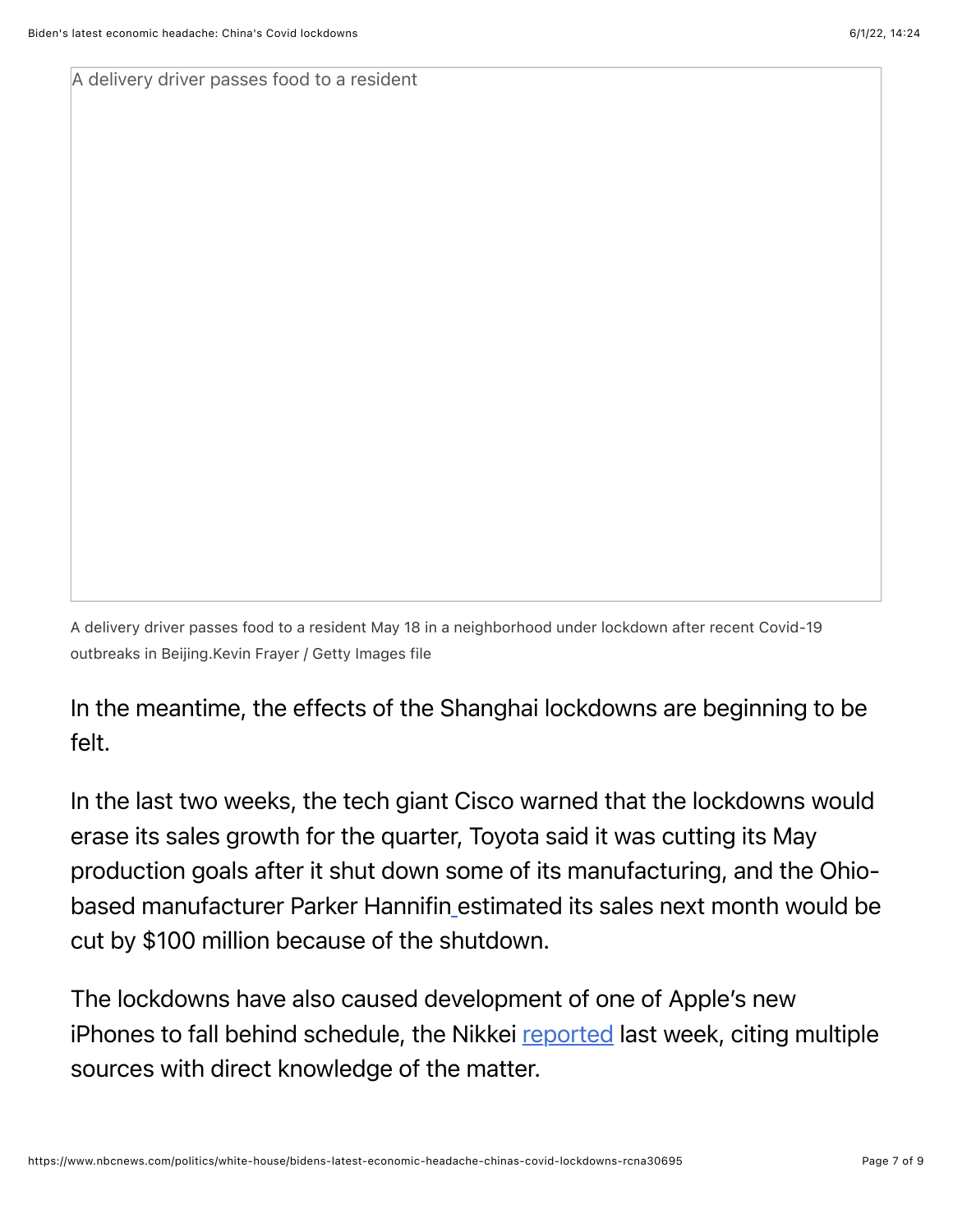A delivery driver passes food to a resident

A delivery driver passes food to a resident May 18 in a neighborhood under lockdown after recent Covid-19 outbreaks in Beijing.Kevin Frayer / Getty Images file

In the meantime, the effects of the Shanghai lockdowns are beginning to be felt.

In the last two weeks, the tech giant Cisco warned that the lockdowns would erase its sales growth for the quarter, Toyota said it was cutting its May production goals after it shut down some of its manufacturing, and the Ohio-based manufacturer Parker Hannifin estimated its sales next month would be cut by $100 million because of the shutdown.

The lockdowns have also caused development of one of Apple's new iPhones to fall behind schedule, the Nikkei reported last week, citing multiple sources with direct knowledge of the matter.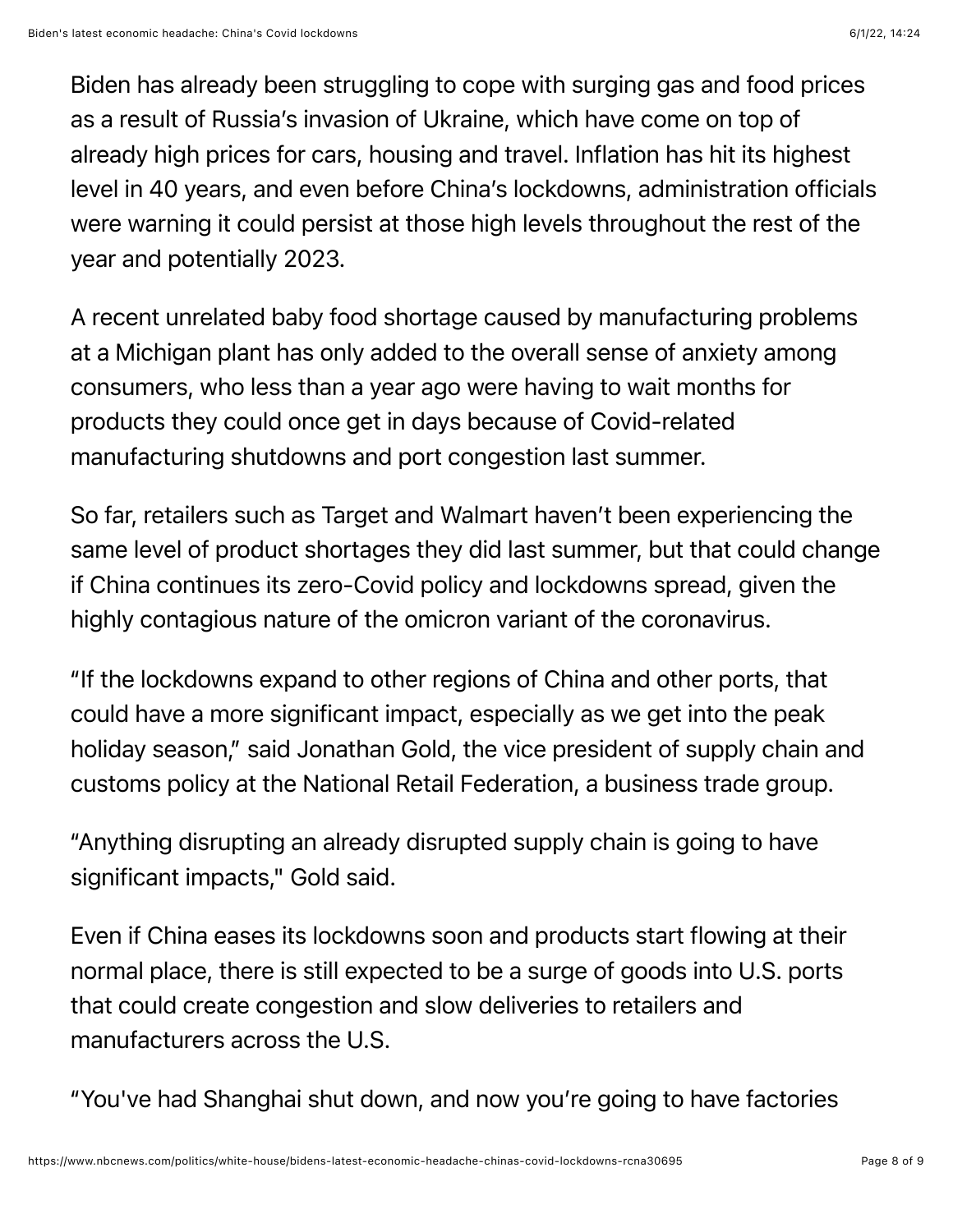Biden has already been struggling to cope with surging gas and food prices as a result of Russia's invasion of Ukraine, which have come on top of already high prices for cars, housing and travel. Inflation has hit its highest level in 40 years, and even before China's lockdowns, administration officials were warning it could persist at those high levels throughout the rest of the year and potentially 2023.

A recent unrelated baby food shortage caused by manufacturing problems at a Michigan plant has only added to the overall sense of anxiety among consumers, who less than a year ago were having to wait months for products they could once get in days because of Covid-related manufacturing shutdowns and port congestion last summer.

So far, retailers such as Target and Walmart haven't been experiencing the same level of product shortages they did last summer, but that could change if China continues its zero-Covid policy and lockdowns spread, given the highly contagious nature of the omicron variant of the coronavirus.

"If the lockdowns expand to other regions of China and other ports, that could have a more significant impact, especially as we get into the peak holiday season," said Jonathan Gold, the vice president of supply chain and customs policy at the National Retail Federation, a business trade group.

"Anything disrupting an already disrupted supply chain is going to have significant impacts," Gold said.

Even if China eases its lockdowns soon and products start flowing at their normal place, there is still expected to be a surge of goods into U.S. ports that could create congestion and slow deliveries to retailers and manufacturers across the U.S.

"You've had Shanghai shut down, and now you're going to have factories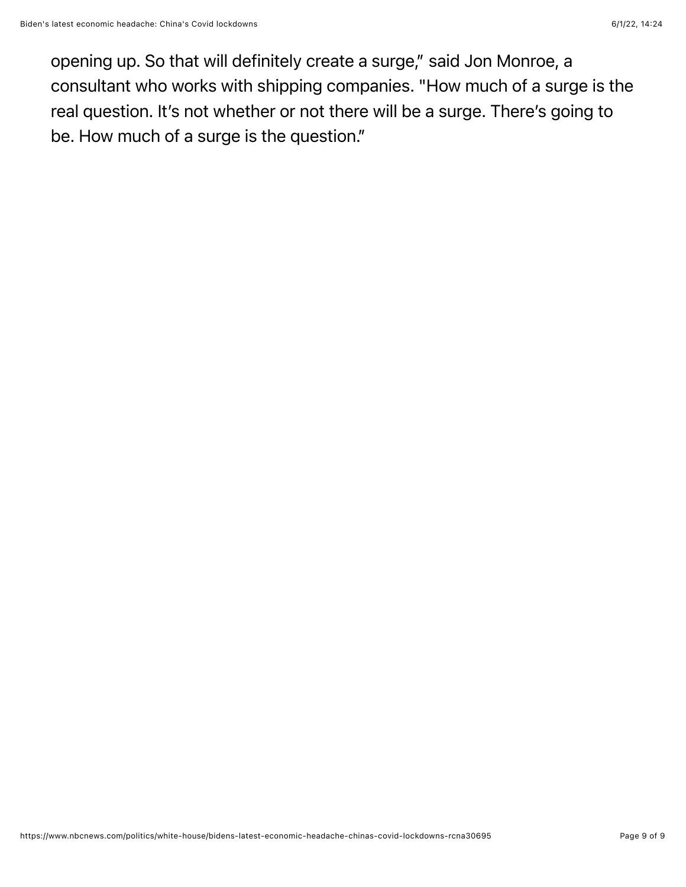opening up. So that will definitely create a surge," said Jon Monroe, a consultant who works with shipping companies. "How much of a surge is the real question. It's not whether or not there will be a surge. There's going to be. How much of a surge is the question."